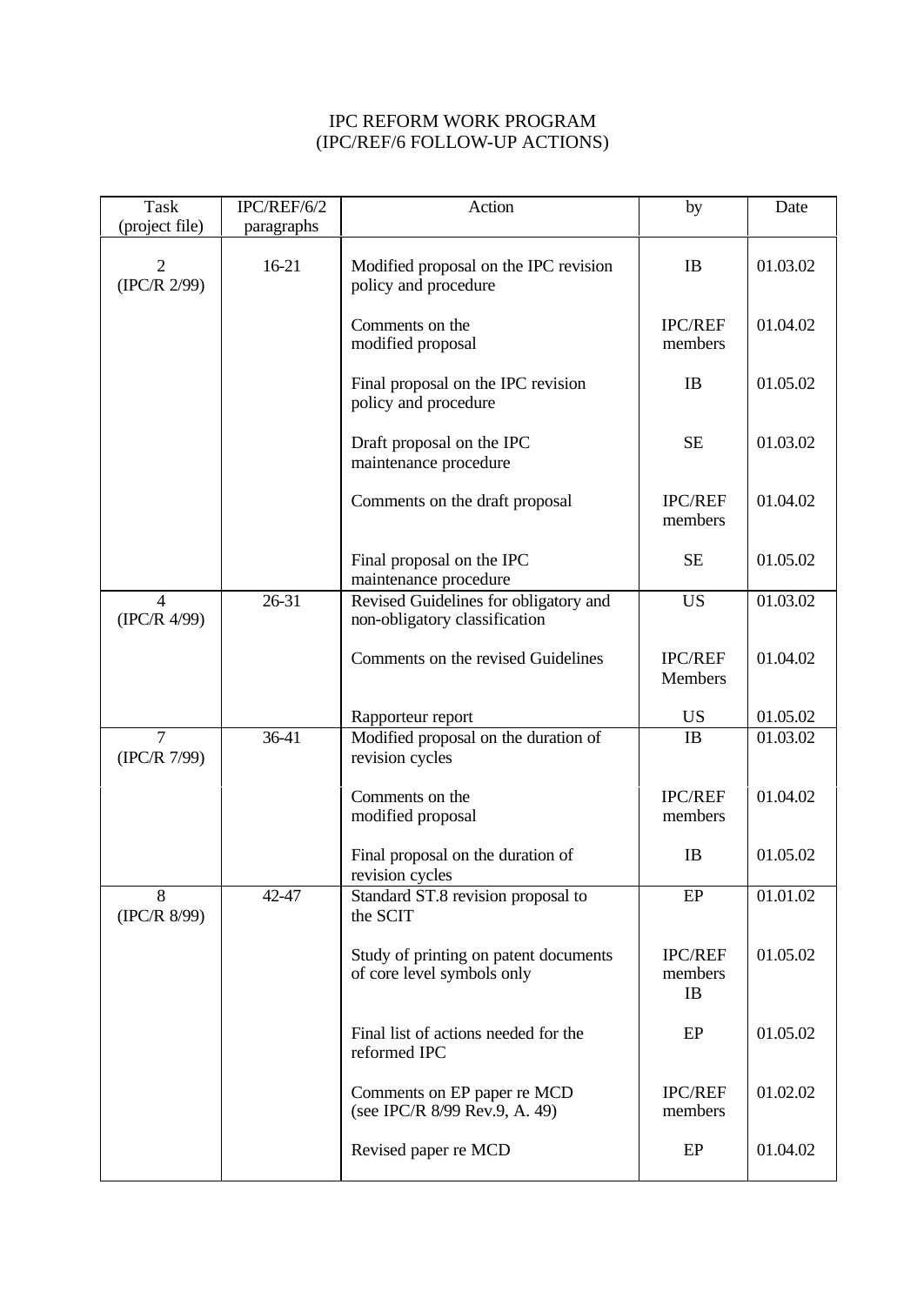# IPC REFORM WORK PROGRAM
## (IPC/REF/6 FOLLOW-UP ACTIONS)

| Task (project file) | IPC/REF/6/2 paragraphs | Action | by | Date |
|---|---|---|---|---|
| 2 (IPC/R 2/99) | 16-21 | Modified proposal on the IPC revision policy and procedure | IB | 01.03.02 |
| | | Comments on the modified proposal | IPC/REF members | 01.04.02 |
| | | Final proposal on the IPC revision policy and procedure | IB | 01.05.02 |
| | | Draft proposal on the IPC maintenance procedure | SE | 01.03.02 |
| | | Comments on the draft proposal | IPC/REF members | 01.04.02 |
| | | Final proposal on the IPC maintenance procedure | SE | 01.05.02 |
| 4 (IPC/R 4/99) | 26-31 | Revised Guidelines for obligatory and non-obligatory classification | US | 01.03.02 |
| | | Comments on the revised Guidelines | IPC/REF Members | 01.04.02 |
| | | Rapporteur report | US | 01.05.02 |
| 7 (IPC/R 7/99) | 36-41 | Modified proposal on the duration of revision cycles | IB | 01.03.02 |
| | | Comments on the modified proposal | IPC/REF members | 01.04.02 |
| | | Final proposal on the duration of revision cycles | IB | 01.05.02 |
| 8 (IPC/R 8/99) | 42-47 | Standard ST.8 revision proposal to the SCIT | EP | 01.01.02 |
| | | Study of printing on patent documents of core level symbols only | IPC/REF members IB | 01.05.02 |
| | | Final list of actions needed for the reformed IPC | EP | 01.05.02 |
| | | Comments on EP paper re MCD (see IPC/R 8/99 Rev.9, A. 49) | IPC/REF members | 01.02.02 |
| | | Revised paper re MCD | EP | 01.04.02 |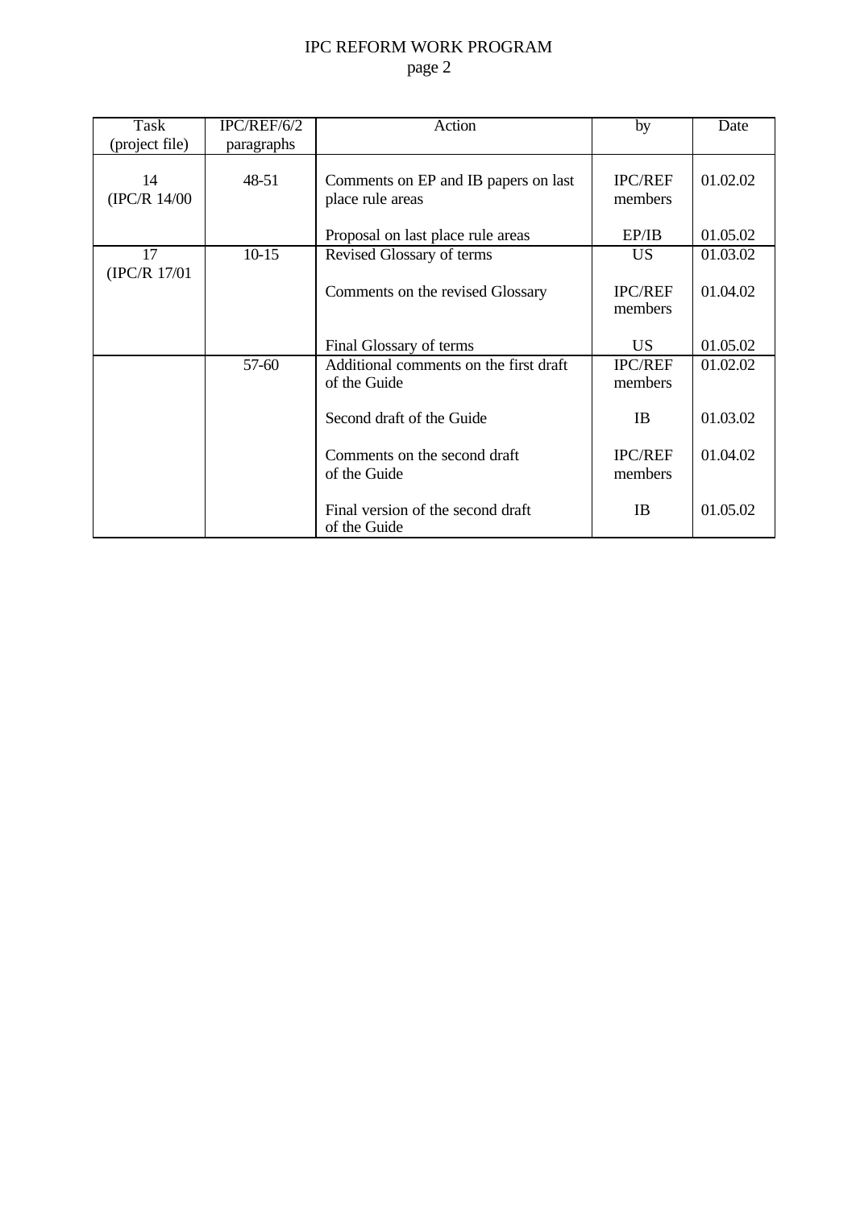| Task (project file) | IPC/REF/6/2 paragraphs | Action | by | Date |
|---|---|---|---|---|
| 14 (IPC/R 14/00 | 48-51 | Comments on EP and IB papers on last place rule areas | IPC/REF members | 01.02.02 |
| | | Proposal on last place rule areas | EP/IB | 01.05.02 |
| 17 (IPC/R 17/01 | 10-15 | Revised Glossary of terms | US | 01.03.02 |
| | | Comments on the revised Glossary | IPC/REF members | 01.04.02 |
| | | Final Glossary of terms | US | 01.05.02 |
| | 57-60 | Additional comments on the first draft of the Guide | IPC/REF members | 01.02.02 |
| | | Second draft of the Guide | IB | 01.03.02 |
| | | Comments on the second draft of the Guide | IPC/REF members | 01.04.02 |
| | | Final version of the second draft of the Guide | IB | 01.05.02 |